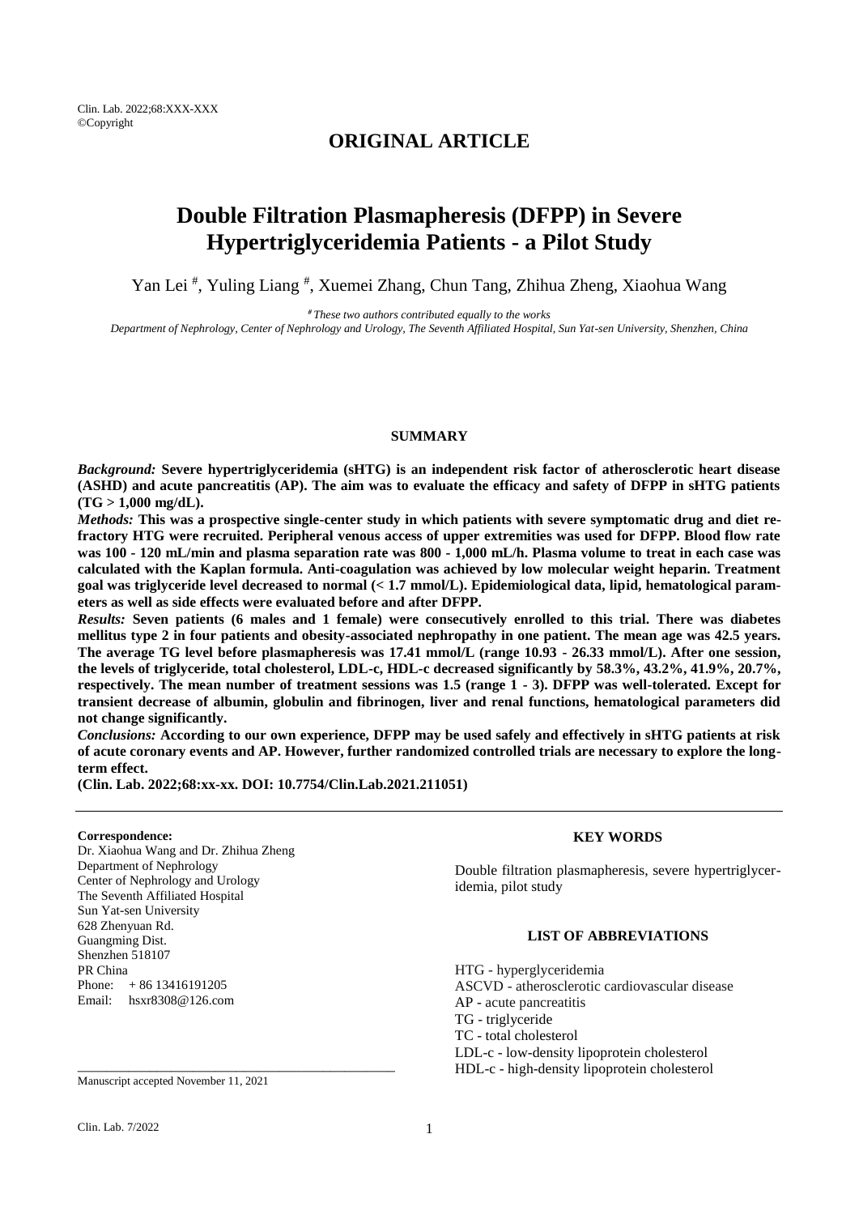## ORIGINAL ARTICLE

# Double Filtration Plasmapheresis (DFPP) in Severe Hypertriglyceridemia Patients - a Pilot Study

Yan Lei [#], Yuling Liang [#], Xuemei Zhang, Chun Tang, Zhihua Zheng, Xiaohua Wang

*[#] These two authors contributed equally to the works*

*Department of Nephrology, Center of Nephrology and Urology, The Seventh Affiliated Hospital, Sun Yat-sen University, Shenzhen, China*

### SUMMARY

***Background:*** **Severe hypertriglyceridemia (sHTG) is an independent risk factor of atherosclerotic heart disease (ASHD) and acute pancreatitis (AP). The aim was to evaluate the efficacy and safety of DFPP in sHTG patients (TG > 1,000 mg/dL).**

***Methods:*** **This was a prospective single-center study in which patients with severe symptomatic drug and diet refractory HTG were recruited. Peripheral venous access of upper extremities was used for DFPP. Blood flow rate was 100 - 120 mL/min and plasma separation rate was 800 - 1,000 mL/h. Plasma volume to treat in each case was calculated with the Kaplan formula. Anti-coagulation was achieved by low molecular weight heparin. Treatment goal was triglyceride level decreased to normal (< 1.7 mmol/L). Epidemiological data, lipid, hematological parameters as well as side effects were evaluated before and after DFPP.**

***Results:*** **Seven patients (6 males and 1 female) were consecutively enrolled to this trial. There was diabetes mellitus type 2 in four patients and obesity-associated nephropathy in one patient. The mean age was 42.5 years. The average TG level before plasmapheresis was 17.41 mmol/L (range 10.93 - 26.33 mmol/L). After one session, the levels of triglyceride, total cholesterol, LDL-c, HDL-c decreased significantly by 58.3%, 43.2%, 41.9%, 20.7%, respectively. The mean number of treatment sessions was 1.5 (range 1 - 3). DFPP was well-tolerated. Except for transient decrease of albumin, globulin and fibrinogen, liver and renal functions, hematological parameters did not change significantly.**

***Conclusions:*** **According to our own experience, DFPP may be used safely and effectively in sHTG patients at risk of acute coronary events and AP. However, further randomized controlled trials are necessary to explore the long-term effect.**

**(Clin. Lab. 2022;68:xx-xx. DOI: 10.7754/Clin.Lab.2021.211051)**

**Correspondence:**
Dr. Xiaohua Wang and Dr. Zhihua Zheng
Department of Nephrology
Center of Nephrology and Urology
The Seventh Affiliated Hospital
Sun Yat-sen University
628 Zhenyuan Rd.
Guangming Dist.
Shenzhen 518107
PR China
Phone: + 86 13416191205
Email: hsxr8308@126.com

Manuscript accepted November 11, 2021

### KEY WORDS

Double filtration plasmapheresis, severe hypertriglyceridemia, pilot study

### LIST OF ABBREVIATIONS

HTG - hyperglyceridemia
ASCVD - atherosclerotic cardiovascular disease
AP - acute pancreatitis
TG - triglyceride
TC - total cholesterol
LDL-c - low-density lipoprotein cholesterol
HDL-c - high-density lipoprotein cholesterol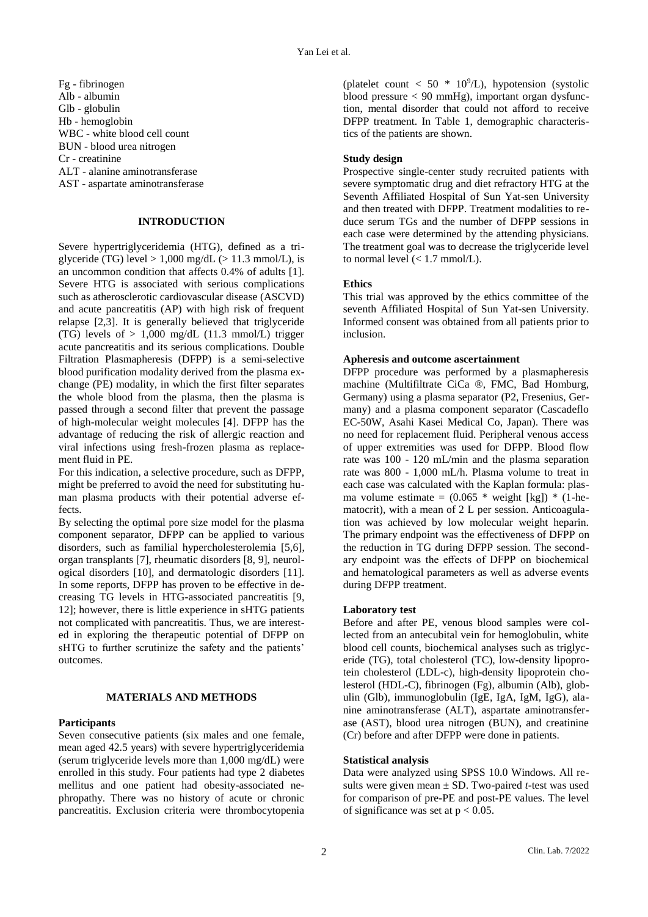Fg - fibrinogen
Alb - albumin
Glb - globulin
Hb - hemoglobin
WBC - white blood cell count
BUN - blood urea nitrogen
Cr - creatinine
ALT - alanine aminotransferase
AST - aspartate aminotransferase

## INTRODUCTION

Severe hypertriglyceridemia (HTG), defined as a triglyceride (TG) level > 1,000 mg/dL (> 11.3 mmol/L), is an uncommon condition that affects 0.4% of adults [1]. Severe HTG is associated with serious complications such as atherosclerotic cardiovascular disease (ASCVD) and acute pancreatitis (AP) with high risk of frequent relapse [2,3]. It is generally believed that triglyceride (TG) levels of > 1,000 mg/dL (11.3 mmol/L) trigger acute pancreatitis and its serious complications. Double Filtration Plasmapheresis (DFPP) is a semi-selective blood purification modality derived from the plasma exchange (PE) modality, in which the first filter separates the whole blood from the plasma, then the plasma is passed through a second filter that prevent the passage of high-molecular weight molecules [4]. DFPP has the advantage of reducing the risk of allergic reaction and viral infections using fresh-frozen plasma as replacement fluid in PE.

For this indication, a selective procedure, such as DFPP, might be preferred to avoid the need for substituting human plasma products with their potential adverse effects.

By selecting the optimal pore size model for the plasma component separator, DFPP can be applied to various disorders, such as familial hypercholesterolemia [5,6], organ transplants [7], rheumatic disorders [8, 9], neurological disorders [10], and dermatologic disorders [11]. In some reports, DFPP has proven to be effective in decreasing TG levels in HTG-associated pancreatitis [9, 12]; however, there is little experience in sHTG patients not complicated with pancreatitis. Thus, we are interested in exploring the therapeutic potential of DFPP on sHTG to further scrutinize the safety and the patients' outcomes.

## MATERIALS AND METHODS

### Participants

Seven consecutive patients (six males and one female, mean aged 42.5 years) with severe hypertriglyceridemia (serum triglyceride levels more than 1,000 mg/dL) were enrolled in this study. Four patients had type 2 diabetes mellitus and one patient had obesity-associated nephropathy. There was no history of acute or chronic pancreatitis. Exclusion criteria were thrombocytopenia (platelet count < 50 * $10^9$/L), hypotension (systolic blood pressure < 90 mmHg), important organ dysfunction, mental disorder that could not afford to receive DFPP treatment. In Table 1, demographic characteristics of the patients are shown.

### Study design

Prospective single-center study recruited patients with severe symptomatic drug and diet refractory HTG at the Seventh Affiliated Hospital of Sun Yat-sen University and then treated with DFPP. Treatment modalities to reduce serum TGs and the number of DFPP sessions in each case were determined by the attending physicians. The treatment goal was to decrease the triglyceride level to normal level (< 1.7 mmol/L).

### Ethics

This trial was approved by the ethics committee of the seventh Affiliated Hospital of Sun Yat-sen University. Informed consent was obtained from all patients prior to inclusion.

### Apheresis and outcome ascertainment

DFPP procedure was performed by a plasmapheresis machine (Multifiltrate CiCa ®, FMC, Bad Homburg, Germany) using a plasma separator (P2, Fresenius, Germany) and a plasma component separator (Cascadeflo EC-50W, Asahi Kasei Medical Co, Japan). There was no need for replacement fluid. Peripheral venous access of upper extremities was used for DFPP. Blood flow rate was 100 - 120 mL/min and the plasma separation rate was 800 - 1,000 mL/h. Plasma volume to treat in each case was calculated with the Kaplan formula: plasma volume estimate = (0.065 * weight [kg]) * (1-hematocrit), with a mean of 2 L per session. Anticoagulation was achieved by low molecular weight heparin. The primary endpoint was the effectiveness of DFPP on the reduction in TG during DFPP session. The secondary endpoint was the effects of DFPP on biochemical and hematological parameters as well as adverse events during DFPP treatment.

### Laboratory test

Before and after PE, venous blood samples were collected from an antecubital vein for hemoglobulin, white blood cell counts, biochemical analyses such as triglyceride (TG), total cholesterol (TC), low-density lipoprotein cholesterol (LDL-c), high-density lipoprotein cholesterol (HDL-C), fibrinogen (Fg), albumin (Alb), globulin (Glb), immunoglobulin (IgE, IgA, IgM, IgG), alanine aminotransferase (ALT), aspartate aminotransferase (AST), blood urea nitrogen (BUN), and creatinine (Cr) before and after DFPP were done in patients.

### Statistical analysis

Data were analyzed using SPSS 10.0 Windows. All results were given mean ± SD. Two-paired *t*-test was used for comparison of pre-PE and post-PE values. The level of significance was set at $p < 0.05$.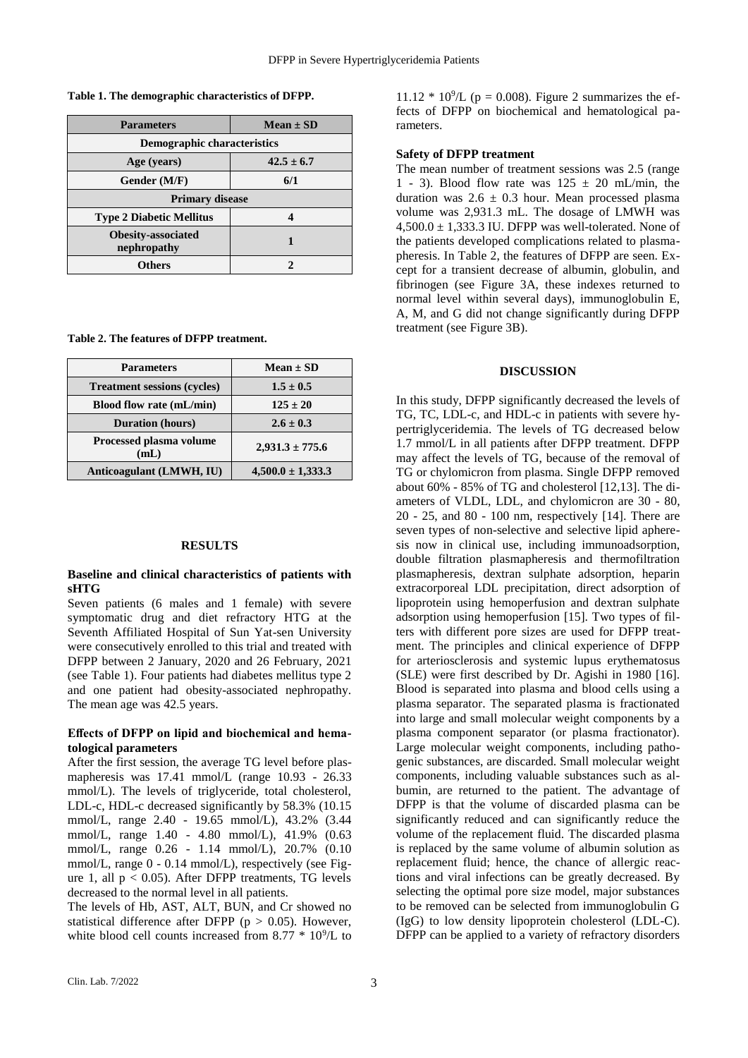**Table 1. The demographic characteristics of DFPP.**

| Parameters | Mean ± SD |
|---|---|
| **Demographic characteristics** | |
| Age (years) | 42.5 ± 6.7 |
| Gender (M/F) | 6/1 |
| **Primary disease** | |
| Type 2 Diabetic Mellitus | 4 |
| Obesity-associated nephropathy | 1 |
| Others | 2 |

**Table 2. The features of DFPP treatment.**

| Parameters | Mean ± SD |
|---|---|
| Treatment sessions (cycles) | 1.5 ± 0.5 |
| Blood flow rate (mL/min) | 125 ± 20 |
| Duration (hours) | 2.6 ± 0.3 |
| Processed plasma volume (mL) | 2,931.3 ± 775.6 |
| Anticoagulant (LMWH, IU) | 4,500.0 ± 1,333.3 |

## RESULTS

### Baseline and clinical characteristics of patients with sHTG

Seven patients (6 males and 1 female) with severe symptomatic drug and diet refractory HTG at the Seventh Affiliated Hospital of Sun Yat-sen University were consecutively enrolled to this trial and treated with DFPP between 2 January, 2020 and 26 February, 2021 (see Table 1). Four patients had diabetes mellitus type 2 and one patient had obesity-associated nephropathy. The mean age was 42.5 years.

### Effects of DFPP on lipid and biochemical and hematological parameters

After the first session, the average TG level before plasmapheresis was 17.41 mmol/L (range 10.93 - 26.33 mmol/L). The levels of triglyceride, total cholesterol, LDL-c, HDL-c decreased significantly by 58.3% (10.15 mmol/L, range 2.40 - 19.65 mmol/L), 43.2% (3.44 mmol/L, range 1.40 - 4.80 mmol/L), 41.9% (0.63 mmol/L, range 0.26 - 1.14 mmol/L), 20.7% (0.10 mmol/L, range 0 - 0.14 mmol/L), respectively (see Figure 1, all $p < 0.05$). After DFPP treatments, TG levels decreased to the normal level in all patients.

The levels of Hb, AST, ALT, BUN, and Cr showed no statistical difference after DFPP ($p > 0.05$). However, white blood cell counts increased from $8.77 * 10^9/L$ to $11.12 * 10^9/L$ ($p = 0.008$). Figure 2 summarizes the effects of DFPP on biochemical and hematological parameters.

### Safety of DFPP treatment

The mean number of treatment sessions was 2.5 (range 1 - 3). Blood flow rate was 125 ± 20 mL/min, the duration was 2.6 ± 0.3 hour. Mean processed plasma volume was 2,931.3 mL. The dosage of LMWH was 4,500.0 ± 1,333.3 IU. DFPP was well-tolerated. None of the patients developed complications related to plasmapheresis. In Table 2, the features of DFPP are seen. Except for a transient decrease of albumin, globulin, and fibrinogen (see Figure 3A, these indexes returned to normal level within several days), immunoglobulin E, A, M, and G did not change significantly during DFPP treatment (see Figure 3B).

## DISCUSSION

In this study, DFPP significantly decreased the levels of TG, TC, LDL-c, and HDL-c in patients with severe hypertriglyceridemia. The levels of TG decreased below 1.7 mmol/L in all patients after DFPP treatment. DFPP may affect the levels of TG, because of the removal of TG or chylomicron from plasma. Single DFPP removed about 60% - 85% of TG and cholesterol [12,13]. The diameters of VLDL, LDL, and chylomicron are 30 - 80, 20 - 25, and 80 - 100 nm, respectively [14]. There are seven types of non-selective and selective lipid apheresis now in clinical use, including immunoadsorption, double filtration plasmapheresis and thermofiltration plasmapheresis, dextran sulphate adsorption, heparin extracorporeal LDL precipitation, direct adsorption of lipoprotein using hemoperfusion and dextran sulphate adsorption using hemoperfusion [15]. Two types of filters with different pore sizes are used for DFPP treatment. The principles and clinical experience of DFPP for arteriosclerosis and systemic lupus erythematosus (SLE) were first described by Dr. Agishi in 1980 [16]. Blood is separated into plasma and blood cells using a plasma separator. The separated plasma is fractionated into large and small molecular weight components by a plasma component separator (or plasma fractionator). Large molecular weight components, including pathogenic substances, are discarded. Small molecular weight components, including valuable substances such as albumin, are returned to the patient. The advantage of DFPP is that the volume of discarded plasma can be significantly reduced and can significantly reduce the volume of the replacement fluid. The discarded plasma is replaced by the same volume of albumin solution as replacement fluid; hence, the chance of allergic reactions and viral infections can be greatly decreased. By selecting the optimal pore size model, major substances to be removed can be selected from immunoglobulin G (IgG) to low density lipoprotein cholesterol (LDL-C). DFPP can be applied to a variety of refractory disorders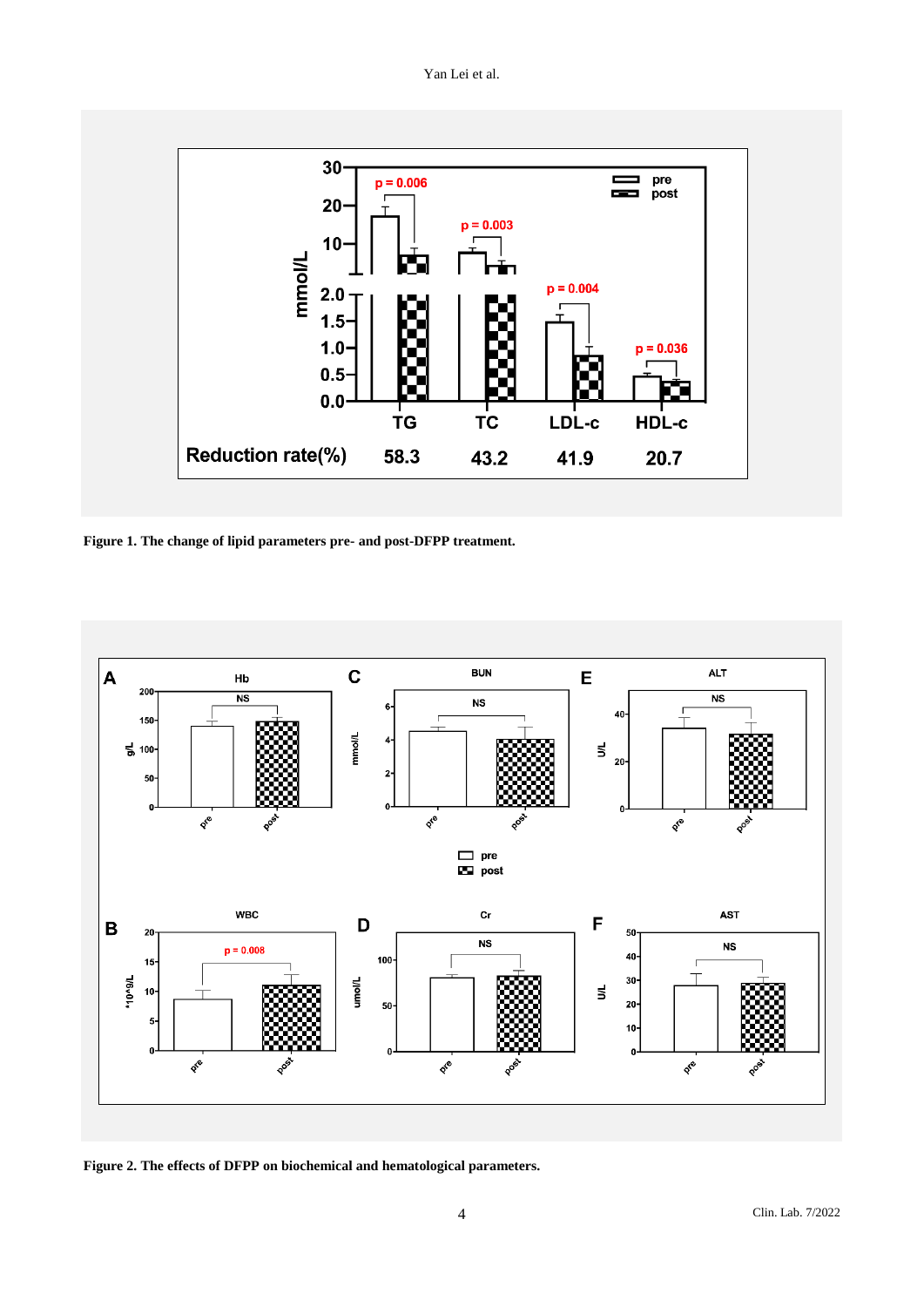**Figure 1. The change of lipid parameters pre- and post-DFPP treatment.**

**Figure 2. The effects of DFPP on biochemical and hematological parameters.**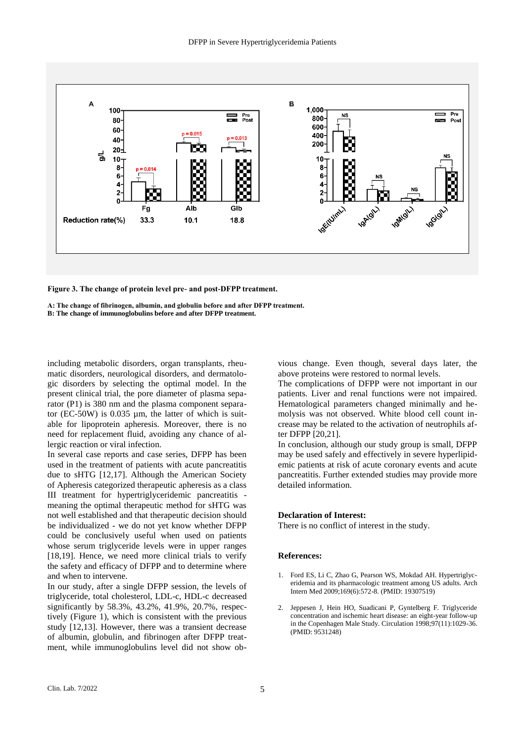**Figure 3. The change of protein level pre- and post-DFPP treatment.**

**A: The change of fibrinogen, albumin, and globulin before and after DFPP treatment.**
**B: The change of immunoglobulins before and after DFPP treatment.**

including metabolic disorders, organ transplants, rheumatic disorders, neurological disorders, and dermatologic disorders by selecting the optimal model. In the present clinical trial, the pore diameter of plasma separator (P1) is 380 nm and the plasma component separator (EC-50W) is 0.035 µm, the latter of which is suitable for lipoprotein apheresis. Moreover, there is no need for replacement fluid, avoiding any chance of allergic reaction or viral infection.

In several case reports and case series, DFPP has been used in the treatment of patients with acute pancreatitis due to sHTG [12,17]. Although the American Society of Apheresis categorized therapeutic apheresis as a class III treatment for hypertriglyceridemic pancreatitis - meaning the optimal therapeutic method for sHTG was not well established and that therapeutic decision should be individualized - we do not yet know whether DFPP could be conclusively useful when used on patients whose serum triglyceride levels were in upper ranges [18,19]. Hence, we need more clinical trials to verify the safety and efficacy of DFPP and to determine where and when to intervene.

In our study, after a single DFPP session, the levels of triglyceride, total cholesterol, LDL-c, HDL-c decreased significantly by 58.3%, 43.2%, 41.9%, 20.7%, respectively (Figure 1), which is consistent with the previous study [12,13]. However, there was a transient decrease of albumin, globulin, and fibrinogen after DFPP treatment, while immunoglobulins level did not show obvious change. Even though, several days later, the above proteins were restored to normal levels.

The complications of DFPP were not important in our patients. Liver and renal functions were not impaired. Hematological parameters changed minimally and hemolysis was not observed. White blood cell count increase may be related to the activation of neutrophils after DFPP [20,21].

In conclusion, although our study group is small, DFPP may be used safely and effectively in severe hyperlipidemic patients at risk of acute coronary events and acute pancreatitis. Further extended studies may provide more detailed information.

**Declaration of Interest:**

There is no conflict of interest in the study.

**References:**

1. Ford ES, Li C, Zhao G, Pearson WS, Mokdad AH. Hypertriglyceridemia and its pharmacologic treatment among US adults. Arch Intern Med 2009;169(6):572-8. (PMID: 19307519)

2. Jeppesen J, Hein HO, Suadicani P, Gyntelberg F. Triglyceride concentration and ischemic heart disease: an eight-year follow-up in the Copenhagen Male Study. Circulation 1998;97(11):1029-36. (PMID: 9531248)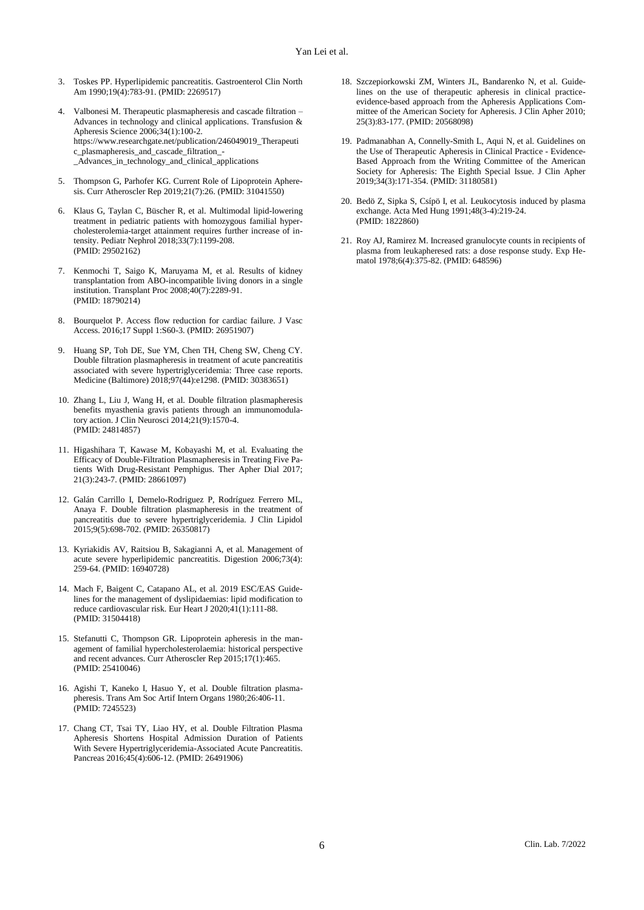3. Toskes PP. Hyperlipidemic pancreatitis. Gastroenterol Clin North Am 1990;19(4):783-91. (PMID: 2269517)

4. Valbonesi M. Therapeutic plasmapheresis and cascade filtration – Advances in technology and clinical applications. Transfusion & Apheresis Science 2006;34(1):100-2. https://www.researchgate.net/publication/246049019_Therapeutic_plasmapheresis_and_cascade_filtration_-_Advances_in_technology_and_clinical_applications

5. Thompson G, Parhofer KG. Current Role of Lipoprotein Apheresis. Curr Atheroscler Rep 2019;21(7):26. (PMID: 31041550)

6. Klaus G, Taylan C, Büscher R, et al. Multimodal lipid-lowering treatment in pediatric patients with homozygous familial hypercholesterolemia-target attainment requires further increase of intensity. Pediatr Nephrol 2018;33(7):1199-208. (PMID: 29502162)

7. Kenmochi T, Saigo K, Maruyama M, et al. Results of kidney transplantation from ABO-incompatible living donors in a single institution. Transplant Proc 2008;40(7):2289-91. (PMID: 18790214)

8. Bourquelot P. Access flow reduction for cardiac failure. J Vasc Access. 2016;17 Suppl 1:S60-3. (PMID: 26951907)

9. Huang SP, Toh DE, Sue YM, Chen TH, Cheng SW, Cheng CY. Double filtration plasmapheresis in treatment of acute pancreatitis associated with severe hypertriglyceridemia: Three case reports. Medicine (Baltimore) 2018;97(44):e1298. (PMID: 30383651)

10. Zhang L, Liu J, Wang H, et al. Double filtration plasmapheresis benefits myasthenia gravis patients through an immunomodulatory action. J Clin Neurosci 2014;21(9):1570-4. (PMID: 24814857)

11. Higashihara T, Kawase M, Kobayashi M, et al. Evaluating the Efficacy of Double-Filtration Plasmapheresis in Treating Five Patients With Drug-Resistant Pemphigus. Ther Apher Dial 2017; 21(3):243-7. (PMID: 28661097)

12. Galán Carrillo I, Demelo-Rodriguez P, Rodríguez Ferrero ML, Anaya F. Double filtration plasmapheresis in the treatment of pancreatitis due to severe hypertriglyceridemia. J Clin Lipidol 2015;9(5):698-702. (PMID: 26350817)

13. Kyriakidis AV, Raitsiou B, Sakagianni A, et al. Management of acute severe hyperlipidemic pancreatitis. Digestion 2006;73(4): 259-64. (PMID: 16940728)

14. Mach F, Baigent C, Catapano AL, et al. 2019 ESC/EAS Guidelines for the management of dyslipidaemias: lipid modification to reduce cardiovascular risk. Eur Heart J 2020;41(1):111-88. (PMID: 31504418)

15. Stefanutti C, Thompson GR. Lipoprotein apheresis in the management of familial hypercholesterolaemia: historical perspective and recent advances. Curr Atheroscler Rep 2015;17(1):465. (PMID: 25410046)

16. Agishi T, Kaneko I, Hasuo Y, et al. Double filtration plasmapheresis. Trans Am Soc Artif Intern Organs 1980;26:406-11. (PMID: 7245523)

17. Chang CT, Tsai TY, Liao HY, et al. Double Filtration Plasma Apheresis Shortens Hospital Admission Duration of Patients With Severe Hypertriglyceridemia-Associated Acute Pancreatitis. Pancreas 2016;45(4):606-12. (PMID: 26491906)

18. Szczepiorkowski ZM, Winters JL, Bandarenko N, et al. Guidelines on the use of therapeutic apheresis in clinical practice-evidence-based approach from the Apheresis Applications Committee of the American Society for Apheresis. J Clin Apher 2010; 25(3):83-177. (PMID: 20568098)

19. Padmanabhan A, Connelly-Smith L, Aqui N, et al. Guidelines on the Use of Therapeutic Apheresis in Clinical Practice - Evidence-Based Approach from the Writing Committee of the American Society for Apheresis: The Eighth Special Issue. J Clin Apher 2019;34(3):171-354. (PMID: 31180581)

20. Bedö Z, Sipka S, Csípö I, et al. Leukocytosis induced by plasma exchange. Acta Med Hung 1991;48(3-4):219-24. (PMID: 1822860)

21. Roy AJ, Ramirez M. Increased granulocyte counts in recipients of plasma from leukapheresed rats: a dose response study. Exp Hematol 1978;6(4):375-82. (PMID: 648596)